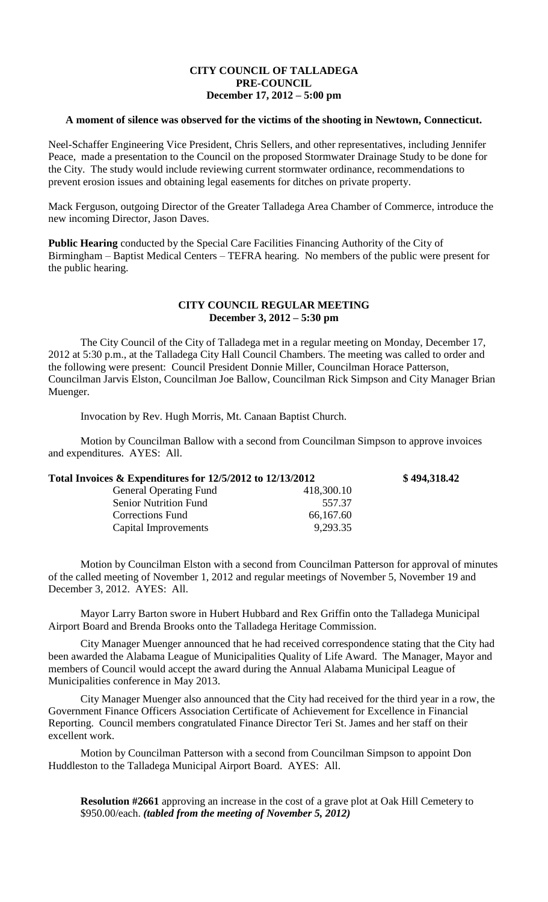**CITY COUNCIL OF TALLADEGA**
**PRE-COUNCIL**
**December 17, 2012 – 5:00 pm**

**A moment of silence was observed for the victims of the shooting in Newtown, Connecticut.**

Neel-Schaffer Engineering Vice President, Chris Sellers, and other representatives, including Jennifer Peace, made a presentation to the Council on the proposed Stormwater Drainage Study to be done for the City. The study would include reviewing current stormwater ordinance, recommendations to prevent erosion issues and obtaining legal easements for ditches on private property.

Mack Ferguson, outgoing Director of the Greater Talladega Area Chamber of Commerce, introduce the new incoming Director, Jason Daves.

**Public Hearing** conducted by the Special Care Facilities Financing Authority of the City of Birmingham – Baptist Medical Centers – TEFRA hearing. No members of the public were present for the public hearing.

**CITY COUNCIL REGULAR MEETING**
**December 3, 2012 – 5:30 pm**

The City Council of the City of Talladega met in a regular meeting on Monday, December 17, 2012 at 5:30 p.m., at the Talladega City Hall Council Chambers. The meeting was called to order and the following were present: Council President Donnie Miller, Councilman Horace Patterson, Councilman Jarvis Elston, Councilman Joe Ballow, Councilman Rick Simpson and City Manager Brian Muenger.

Invocation by Rev. Hugh Morris, Mt. Canaan Baptist Church.

Motion by Councilman Ballow with a second from Councilman Simpson to approve invoices and expenditures. AYES: All.

**Total Invoices & Expenditures for 12/5/2012 to 12/13/2012** **$ 494,318.42**

| | |
|---|---|
| General Operating Fund | 418,300.10 |
| Senior Nutrition Fund | 557.37 |
| Corrections Fund | 66,167.60 |
| Capital Improvements | 9,293.35 |

Motion by Councilman Elston with a second from Councilman Patterson for approval of minutes of the called meeting of November 1, 2012 and regular meetings of November 5, November 19 and December 3, 2012. AYES: All.

Mayor Larry Barton swore in Hubert Hubbard and Rex Griffin onto the Talladega Municipal Airport Board and Brenda Brooks onto the Talladega Heritage Commission.

City Manager Muenger announced that he had received correspondence stating that the City had been awarded the Alabama League of Municipalities Quality of Life Award. The Manager, Mayor and members of Council would accept the award during the Annual Alabama Municipal League of Municipalities conference in May 2013.

City Manager Muenger also announced that the City had received for the third year in a row, the Government Finance Officers Association Certificate of Achievement for Excellence in Financial Reporting. Council members congratulated Finance Director Teri St. James and her staff on their excellent work.

Motion by Councilman Patterson with a second from Councilman Simpson to appoint Don Huddleston to the Talladega Municipal Airport Board. AYES: All.

**Resolution #2661** approving an increase in the cost of a grave plot at Oak Hill Cemetery to $950.00/each. ***(tabled from the meeting of November 5, 2012)***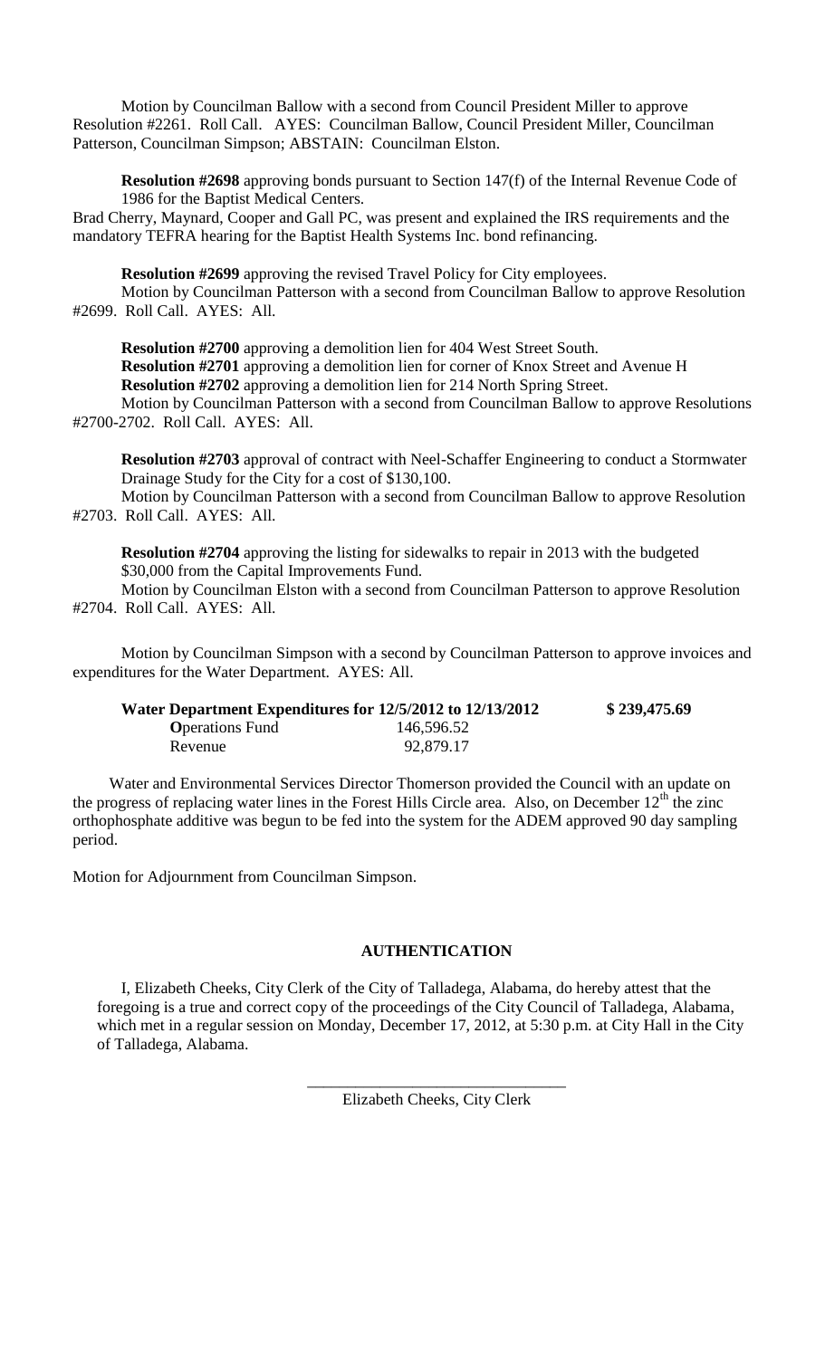Motion by Councilman Ballow with a second from Council President Miller to approve Resolution #2261. Roll Call. AYES: Councilman Ballow, Council President Miller, Councilman Patterson, Councilman Simpson; ABSTAIN: Councilman Elston.

**Resolution #2698** approving bonds pursuant to Section 147(f) of the Internal Revenue Code of 1986 for the Baptist Medical Centers.

Brad Cherry, Maynard, Cooper and Gall PC, was present and explained the IRS requirements and the mandatory TEFRA hearing for the Baptist Health Systems Inc. bond refinancing.

**Resolution #2699** approving the revised Travel Policy for City employees.

Motion by Councilman Patterson with a second from Councilman Ballow to approve Resolution #2699. Roll Call. AYES: All.

**Resolution #2700** approving a demolition lien for 404 West Street South.

**Resolution #2701** approving a demolition lien for corner of Knox Street and Avenue H

**Resolution #2702** approving a demolition lien for 214 North Spring Street.

Motion by Councilman Patterson with a second from Councilman Ballow to approve Resolutions #2700-2702. Roll Call. AYES: All.

**Resolution #2703** approval of contract with Neel-Schaffer Engineering to conduct a Stormwater Drainage Study for the City for a cost of $130,100.

Motion by Councilman Patterson with a second from Councilman Ballow to approve Resolution #2703. Roll Call. AYES: All.

**Resolution #2704** approving the listing for sidewalks to repair in 2013 with the budgeted $30,000 from the Capital Improvements Fund.

Motion by Councilman Elston with a second from Councilman Patterson to approve Resolution #2704. Roll Call. AYES: All.

Motion by Councilman Simpson with a second by Councilman Patterson to approve invoices and expenditures for the Water Department. AYES: All.

| | | |
|---|---|---|
| **Water Department Expenditures for 12/5/2012 to 12/13/2012** | | **$ 239,475.69** |
| **O**perations Fund | 146,596.52 | |
| Revenue | 92,879.17 | |

Water and Environmental Services Director Thomerson provided the Council with an update on the progress of replacing water lines in the Forest Hills Circle area. Also, on December 12th the zinc orthophosphate additive was begun to be fed into the system for the ADEM approved 90 day sampling period.

Motion for Adjournment from Councilman Simpson.

## AUTHENTICATION

I, Elizabeth Cheeks, City Clerk of the City of Talladega, Alabama, do hereby attest that the foregoing is a true and correct copy of the proceedings of the City Council of Talladega, Alabama, which met in a regular session on Monday, December 17, 2012, at 5:30 p.m. at City Hall in the City of Talladega, Alabama.

\_\_\_\_\_\_\_\_\_\_\_\_\_\_\_\_\_\_\_\_\_\_\_\_\_\_\_\_\_\_\_\_

Elizabeth Cheeks, City Clerk